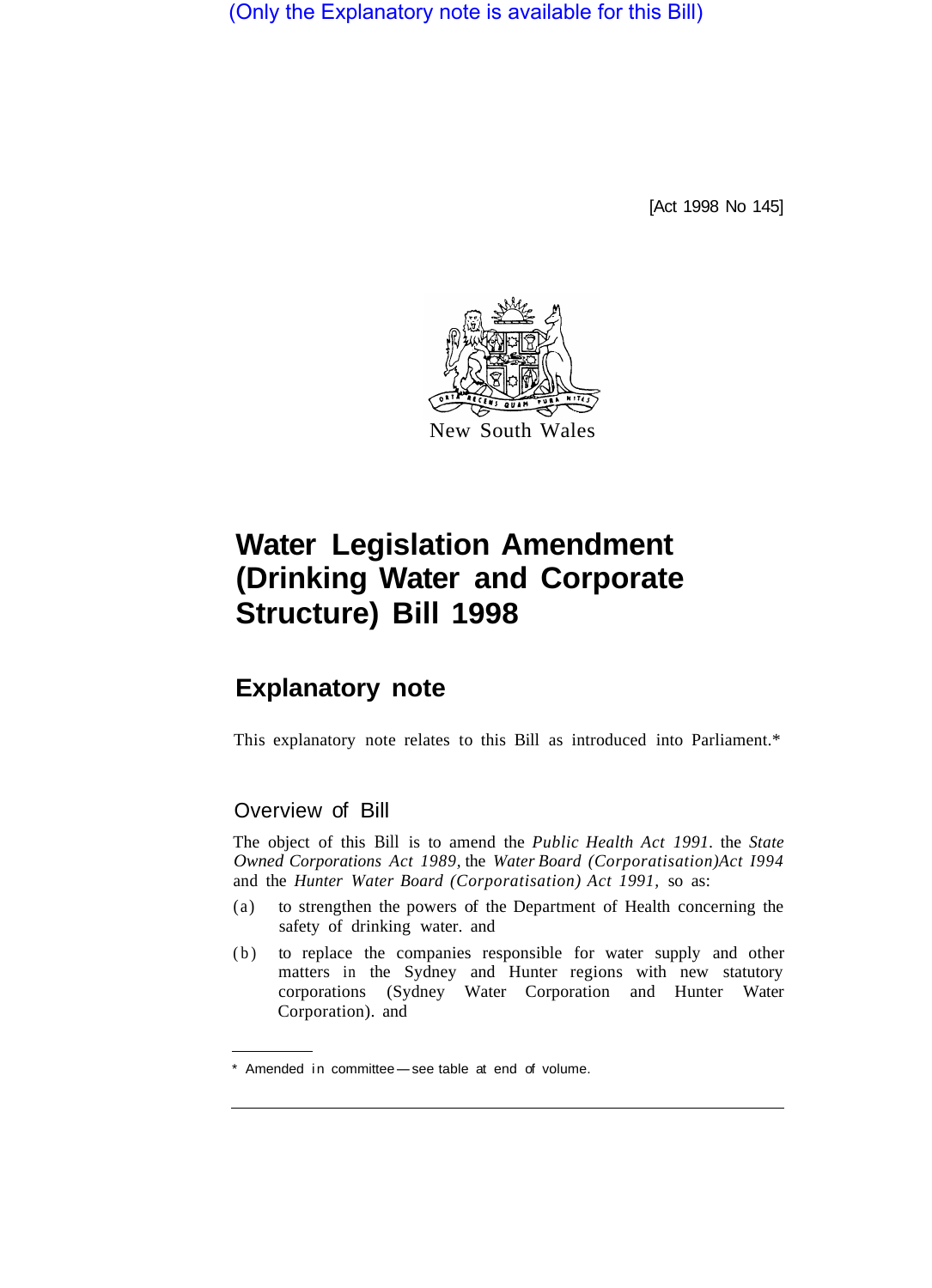(Only the Explanatory note is available for this Bill)

[Act 1998 No 145]

New South Wales

# Water Legislation Amendment (Drinking Water and Corporate Structure) Bill 1998

## Explanatory note

This explanatory note relates to this Bill as introduced into Parliament.*

### Overview of Bill

The object of this Bill is to amend the *Public Health Act 1991*. the *State Owned Corporations Act 1989*, the *Water Board (Corporatisation)Act I994* and the *Hunter Water Board (Corporatisation) Act 1991*, so as:

(a) to strengthen the powers of the Department of Health concerning the safety of drinking water. and

(b) to replace the companies responsible for water supply and other matters in the Sydney and Hunter regions with new statutory corporations (Sydney Water Corporation and Hunter Water Corporation). and

* Amended in committee—see table at end of volume.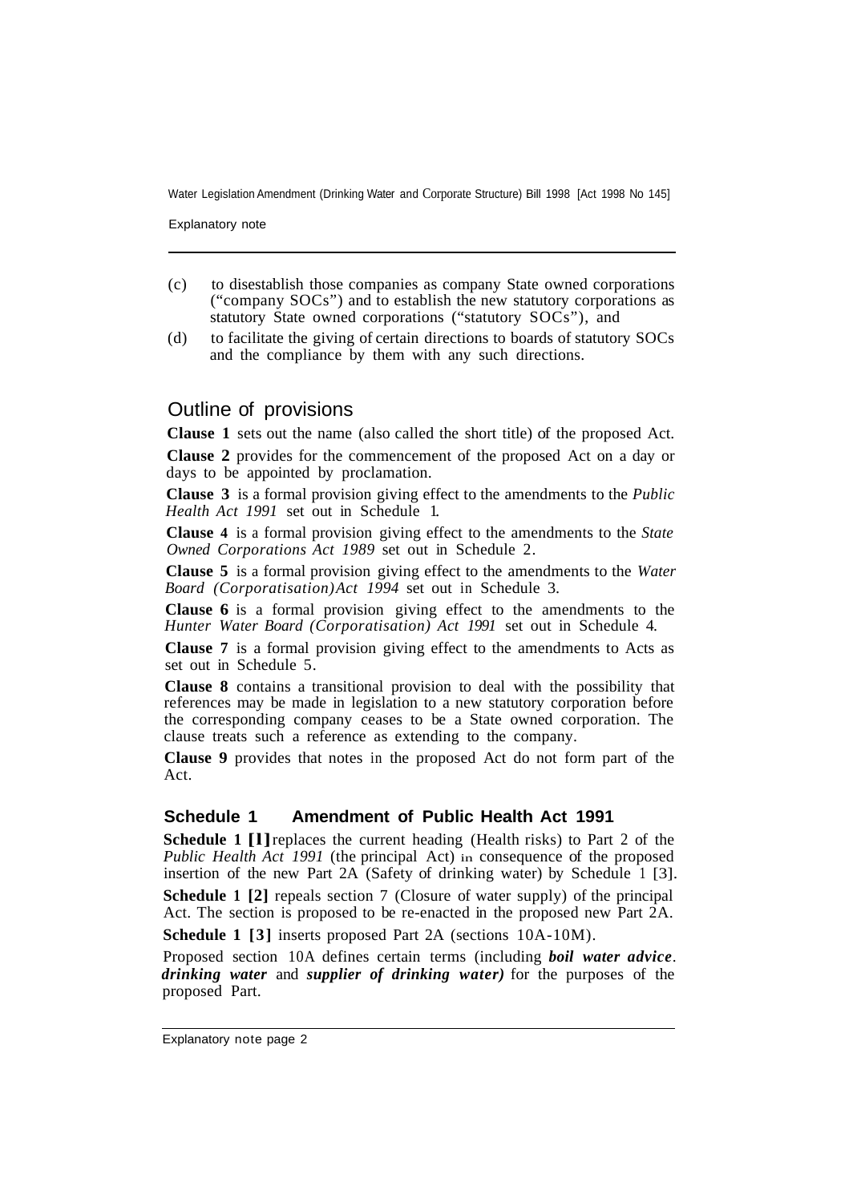(c) to disestablish those companies as company State owned corporations ("company SOCs") and to establish the new statutory corporations as statutory State owned corporations ("statutory SOCs"), and

(d) to facilitate the giving of certain directions to boards of statutory SOCs and the compliance by them with any such directions.

## Outline of provisions

**Clause 1** sets out the name (also called the short title) of the proposed Act.

**Clause 2** provides for the commencement of the proposed Act on a day or days to be appointed by proclamation.

**Clause 3** is a formal provision giving effect to the amendments to the *Public Health Act 1991* set out in Schedule 1.

**Clause 4** is a formal provision giving effect to the amendments to the *State Owned Corporations Act 1989* set out in Schedule 2.

**Clause 5** is a formal provision giving effect to the amendments to the *Water Board (Corporatisation) Act 1994* set out in Schedule 3.

**Clause 6** is a formal provision giving effect to the amendments to the *Hunter Water Board (Corporatisation) Act 1991* set out in Schedule 4.

**Clause 7** is a formal provision giving effect to the amendments to Acts as set out in Schedule 5.

**Clause 8** contains a transitional provision to deal with the possibility that references may be made in legislation to a new statutory corporation before the corresponding company ceases to be a State owned corporation. The clause treats such a reference as extending to the company.

**Clause 9** provides that notes in the proposed Act do not form part of the Act.

### Schedule 1 Amendment of Public Health Act 1991

**Schedule 1 [1]** replaces the current heading (Health risks) to Part 2 of the *Public Health Act 1991* (the principal Act) in consequence of the proposed insertion of the new Part 2A (Safety of drinking water) by Schedule 1 [3].

**Schedule 1 [2]** repeals section 7 (Closure of water supply) of the principal Act. The section is proposed to be re-enacted in the proposed new Part 2A.

**Schedule 1 [3]** inserts proposed Part 2A (sections 10A-10M).

Proposed section 10A defines certain terms (including ***boil water advice***. ***drinking water*** and ***supplier of drinking water)*** for the purposes of the proposed Part.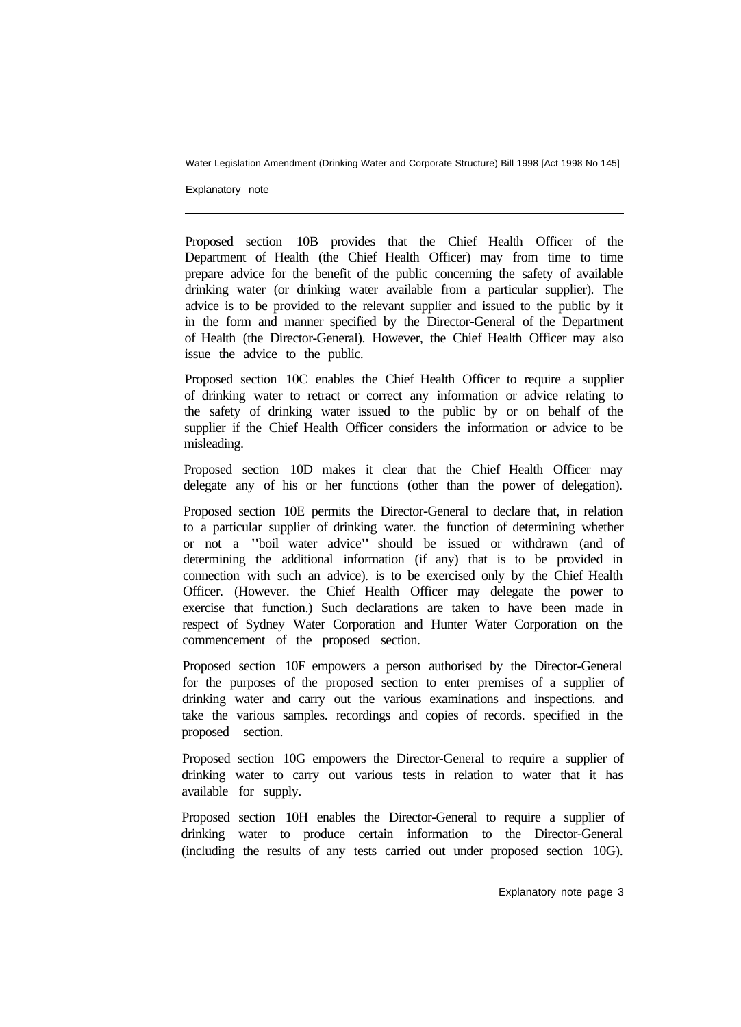Proposed section 10B provides that the Chief Health Officer of the Department of Health (the Chief Health Officer) may from time to time prepare advice for the benefit of the public concerning the safety of available drinking water (or drinking water available from a particular supplier). The advice is to be provided to the relevant supplier and issued to the public by it in the form and manner specified by the Director-General of the Department of Health (the Director-General). However, the Chief Health Officer may also issue the advice to the public.

Proposed section 10C enables the Chief Health Officer to require a supplier of drinking water to retract or correct any information or advice relating to the safety of drinking water issued to the public by or on behalf of the supplier if the Chief Health Officer considers the information or advice to be misleading.

Proposed section 10D makes it clear that the Chief Health Officer may delegate any of his or her functions (other than the power of delegation).

Proposed section 10E permits the Director-General to declare that, in relation to a particular supplier of drinking water. the function of determining whether or not a "boil water advice" should be issued or withdrawn (and of determining the additional information (if any) that is to be provided in connection with such an advice). is to be exercised only by the Chief Health Officer. (However. the Chief Health Officer may delegate the power to exercise that function.) Such declarations are taken to have been made in respect of Sydney Water Corporation and Hunter Water Corporation on the commencement of the proposed section.

Proposed section 10F empowers a person authorised by the Director-General for the purposes of the proposed section to enter premises of a supplier of drinking water and carry out the various examinations and inspections. and take the various samples. recordings and copies of records. specified in the proposed section.

Proposed section 10G empowers the Director-General to require a supplier of drinking water to carry out various tests in relation to water that it has available for supply.

Proposed section 10H enables the Director-General to require a supplier of drinking water to produce certain information to the Director-General (including the results of any tests carried out under proposed section 10G).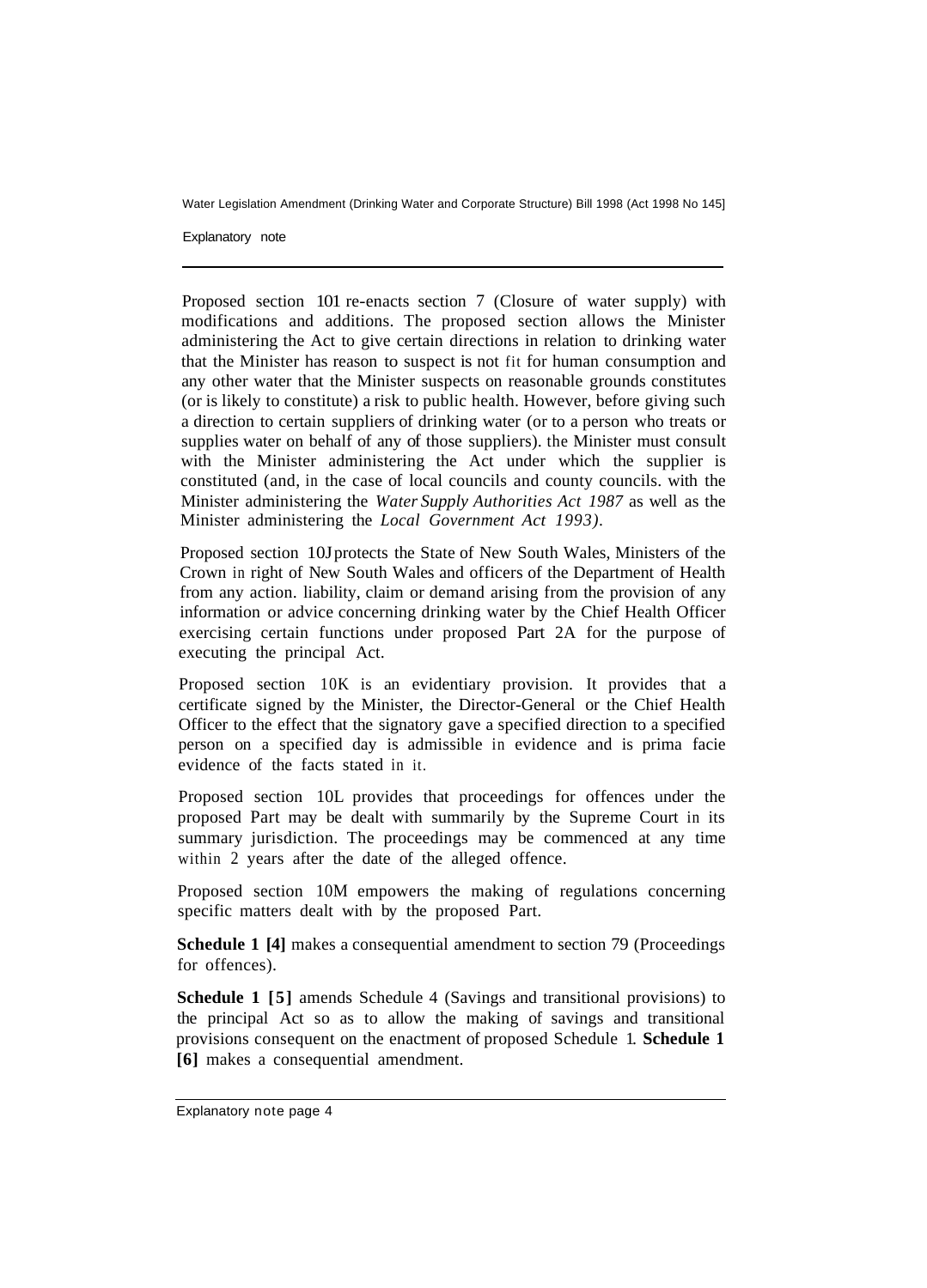Proposed section 101 re-enacts section 7 (Closure of water supply) with modifications and additions. The proposed section allows the Minister administering the Act to give certain directions in relation to drinking water that the Minister has reason to suspect is not fit for human consumption and any other water that the Minister suspects on reasonable grounds constitutes (or is likely to constitute) a risk to public health. However, before giving such a direction to certain suppliers of drinking water (or to a person who treats or supplies water on behalf of any of those suppliers). the Minister must consult with the Minister administering the Act under which the supplier is constituted (and, in the case of local councils and county councils. with the Minister administering the *Water Supply Authorities Act 1987* as well as the Minister administering the *Local Government Act 1993)*.

Proposed section 10J protects the State of New South Wales, Ministers of the Crown in right of New South Wales and officers of the Department of Health from any action. liability, claim or demand arising from the provision of any information or advice concerning drinking water by the Chief Health Officer exercising certain functions under proposed Part 2A for the purpose of executing the principal Act.

Proposed section 10K is an evidentiary provision. It provides that a certificate signed by the Minister, the Director-General or the Chief Health Officer to the effect that the signatory gave a specified direction to a specified person on a specified day is admissible in evidence and is prima facie evidence of the facts stated in it.

Proposed section 10L provides that proceedings for offences under the proposed Part may be dealt with summarily by the Supreme Court in its summary jurisdiction. The proceedings may be commenced at any time within 2 years after the date of the alleged offence.

Proposed section 10M empowers the making of regulations concerning specific matters dealt with by the proposed Part.

**Schedule 1 [4]** makes a consequential amendment to section 79 (Proceedings for offences).

**Schedule 1 [5]** amends Schedule 4 (Savings and transitional provisions) to the principal Act so as to allow the making of savings and transitional provisions consequent on the enactment of proposed Schedule 1. **Schedule 1 [6]** makes a consequential amendment.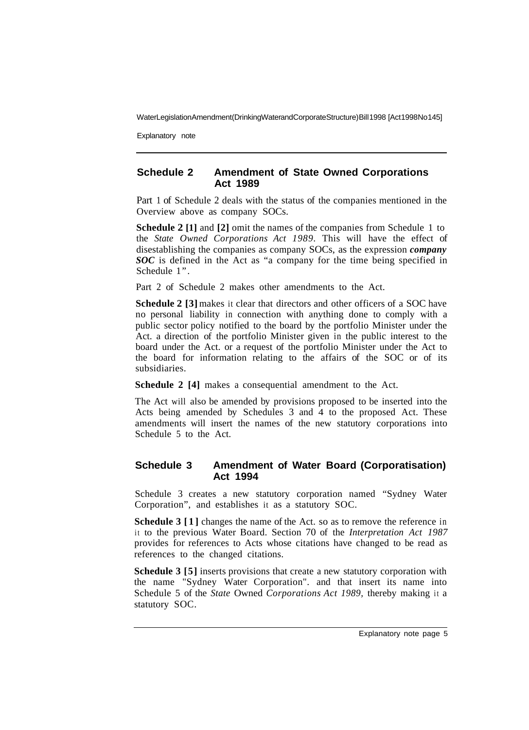## Schedule 2 Amendment of State Owned Corporations Act 1989

Part 1 of Schedule 2 deals with the status of the companies mentioned in the Overview above as company SOCs.

**Schedule 2 [1]** and **[2]** omit the names of the companies from Schedule 1 to the *State Owned Corporations Act 1989*. This will have the effect of disestablishing the companies as company SOCs, as the expression ***company SOC*** is defined in the Act as "a company for the time being specified in Schedule 1".

Part 2 of Schedule 2 makes other amendments to the Act.

**Schedule 2 [3]** makes it clear that directors and other officers of a SOC have no personal liability in connection with anything done to comply with a public sector policy notified to the board by the portfolio Minister under the Act. a direction of the portfolio Minister given in the public interest to the board under the Act. or a request of the portfolio Minister under the Act to the board for information relating to the affairs of the SOC or of its subsidiaries.

**Schedule 2 [4]** makes a consequential amendment to the Act.

The Act will also be amended by provisions proposed to be inserted into the Acts being amended by Schedules 3 and 4 to the proposed Act. These amendments will insert the names of the new statutory corporations into Schedule 5 to the Act.

## Schedule 3 Amendment of Water Board (Corporatisation) Act 1994

Schedule 3 creates a new statutory corporation named "Sydney Water Corporation", and establishes it as a statutory SOC.

**Schedule 3 [1]** changes the name of the Act. so as to remove the reference in it to the previous Water Board. Section 70 of the *Interpretation Act 1987* provides for references to Acts whose citations have changed to be read as references to the changed citations.

**Schedule 3 [5]** inserts provisions that create a new statutory corporation with the name "Sydney Water Corporation". and that insert its name into Schedule 5 of the *State Owned Corporations Act 1989*, thereby making it a statutory SOC.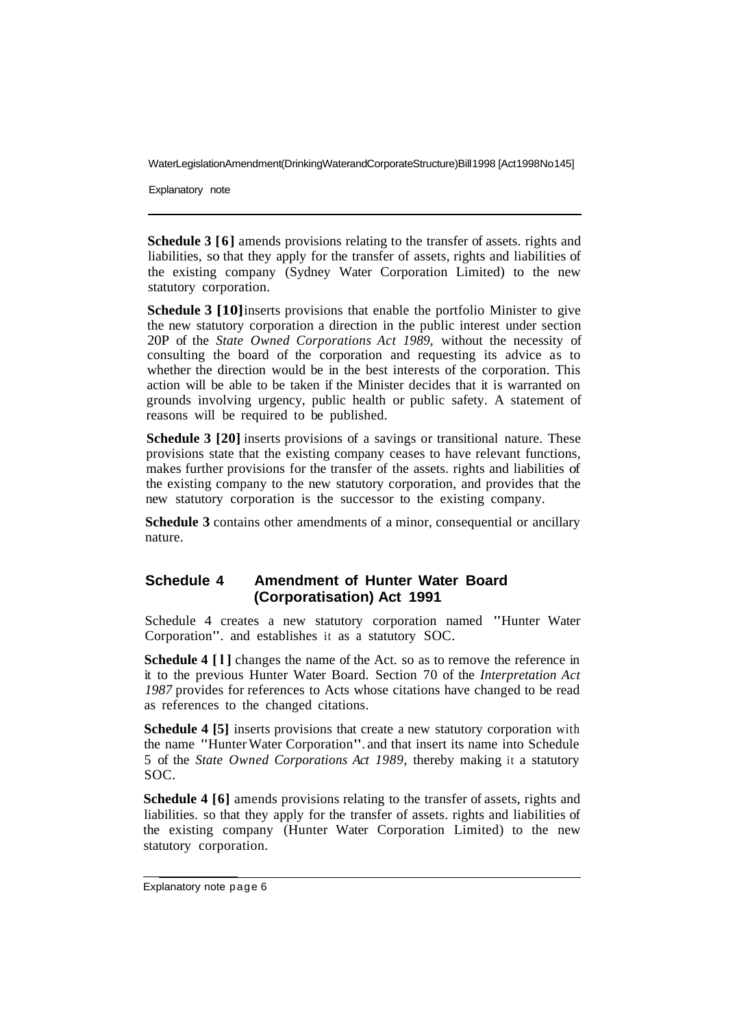**Schedule 3 [6]** amends provisions relating to the transfer of assets. rights and liabilities, so that they apply for the transfer of assets, rights and liabilities of the existing company (Sydney Water Corporation Limited) to the new statutory corporation.

**Schedule 3 [10]** inserts provisions that enable the portfolio Minister to give the new statutory corporation a direction in the public interest under section 20P of the *State Owned Corporations Act 1989,* without the necessity of consulting the board of the corporation and requesting its advice as to whether the direction would be in the best interests of the corporation. This action will be able to be taken if the Minister decides that it is warranted on grounds involving urgency, public health or public safety. A statement of reasons will be required to be published.

**Schedule 3 [20]** inserts provisions of a savings or transitional nature. These provisions state that the existing company ceases to have relevant functions, makes further provisions for the transfer of the assets. rights and liabilities of the existing company to the new statutory corporation, and provides that the new statutory corporation is the successor to the existing company.

**Schedule 3** contains other amendments of a minor, consequential or ancillary nature.

## Schedule 4 Amendment of Hunter Water Board (Corporatisation) Act 1991

Schedule 4 creates a new statutory corporation named "Hunter Water Corporation". and establishes it as a statutory SOC.

**Schedule 4 [1]** changes the name of the Act. so as to remove the reference in it to the previous Hunter Water Board. Section 70 of the *Interpretation Act 1987* provides for references to Acts whose citations have changed to be read as references to the changed citations.

**Schedule 4 [5]** inserts provisions that create a new statutory corporation with the name "Hunter Water Corporation". and that insert its name into Schedule 5 of the *State Owned Corporations Act 1989,* thereby making it a statutory SOC.

**Schedule 4 [6]** amends provisions relating to the transfer of assets, rights and liabilities. so that they apply for the transfer of assets. rights and liabilities of the existing company (Hunter Water Corporation Limited) to the new statutory corporation.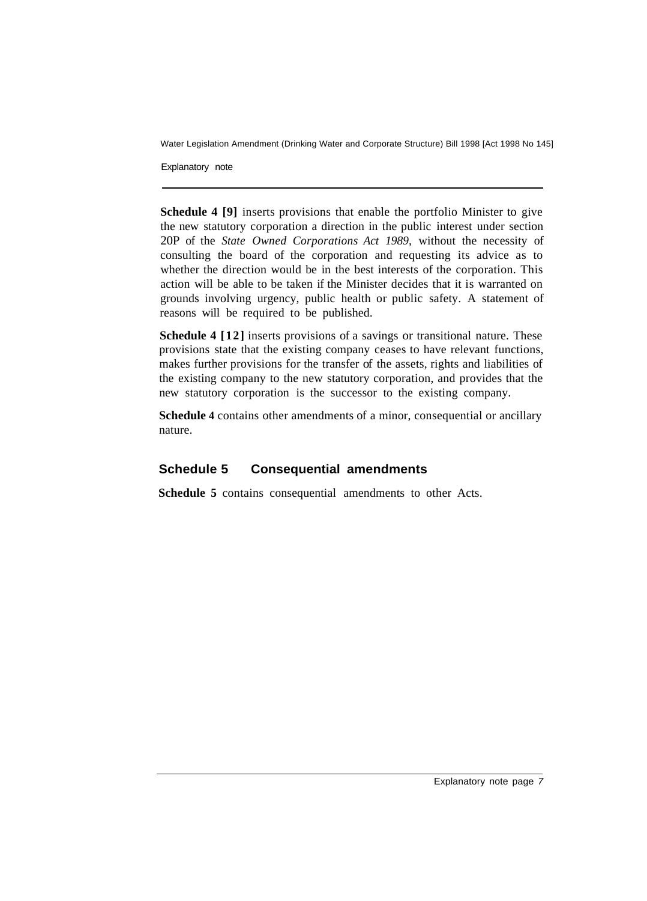**Schedule 4 [9]** inserts provisions that enable the portfolio Minister to give the new statutory corporation a direction in the public interest under section 20P of the *State Owned Corporations Act 1989*, without the necessity of consulting the board of the corporation and requesting its advice as to whether the direction would be in the best interests of the corporation. This action will be able to be taken if the Minister decides that it is warranted on grounds involving urgency, public health or public safety. A statement of reasons will be required to be published.

**Schedule 4 [12]** inserts provisions of a savings or transitional nature. These provisions state that the existing company ceases to have relevant functions, makes further provisions for the transfer of the assets, rights and liabilities of the existing company to the new statutory corporation, and provides that the new statutory corporation is the successor to the existing company.

**Schedule 4** contains other amendments of a minor, consequential or ancillary nature.

## Schedule 5 Consequential amendments

**Schedule 5** contains consequential amendments to other Acts.